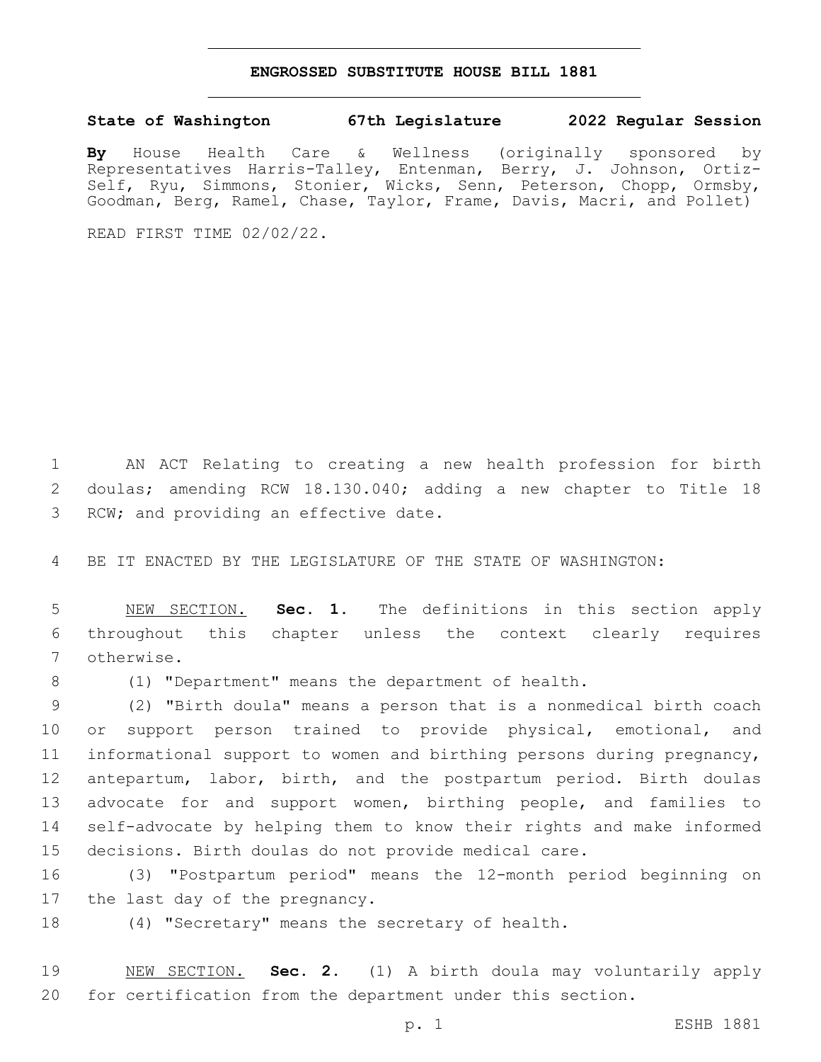# ENGROSSED SUBSTITUTE HOUSE BILL 1881

**State of Washington 67th Legislature 2022 Regular Session**

**By** House Health Care & Wellness (originally sponsored by Representatives Harris-Talley, Entenman, Berry, J. Johnson, Ortiz-Self, Ryu, Simmons, Stonier, Wicks, Senn, Peterson, Chopp, Ormsby, Goodman, Berg, Ramel, Chase, Taylor, Frame, Davis, Macri, and Pollet)

READ FIRST TIME 02/02/22.

AN ACT Relating to creating a new health profession for birth doulas; amending RCW 18.130.040; adding a new chapter to Title 18 RCW; and providing an effective date.

BE IT ENACTED BY THE LEGISLATURE OF THE STATE OF WASHINGTON:

NEW SECTION. **Sec. 1.** The definitions in this section apply throughout this chapter unless the context clearly requires otherwise.

(1) "Department" means the department of health.

(2) "Birth doula" means a person that is a nonmedical birth coach or support person trained to provide physical, emotional, and informational support to women and birthing persons during pregnancy, antepartum, labor, birth, and the postpartum period. Birth doulas advocate for and support women, birthing people, and families to self-advocate by helping them to know their rights and make informed decisions. Birth doulas do not provide medical care.

(3) "Postpartum period" means the 12-month period beginning on the last day of the pregnancy.

(4) "Secretary" means the secretary of health.

NEW SECTION. **Sec. 2.** (1) A birth doula may voluntarily apply for certification from the department under this section.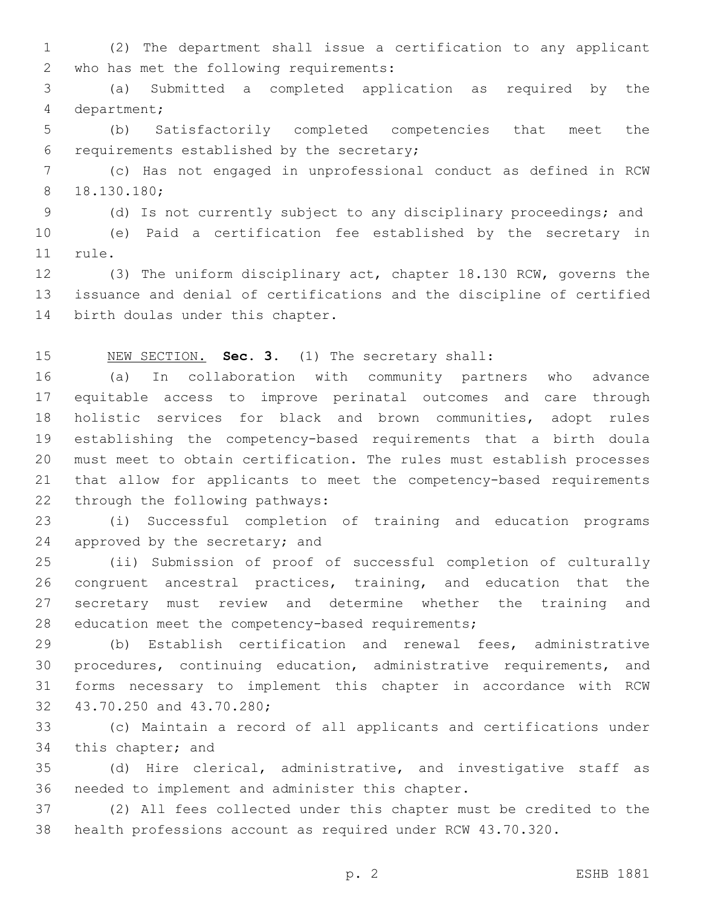(2) The department shall issue a certification to any applicant who has met the following requirements:

(a) Submitted a completed application as required by the department;

(b) Satisfactorily completed competencies that meet the requirements established by the secretary;

(c) Has not engaged in unprofessional conduct as defined in RCW 18.130.180;

(d) Is not currently subject to any disciplinary proceedings; and

(e) Paid a certification fee established by the secretary in rule.

(3) The uniform disciplinary act, chapter 18.130 RCW, governs the issuance and denial of certifications and the discipline of certified birth doulas under this chapter.

NEW SECTION. **Sec. 3.** (1) The secretary shall:

(a) In collaboration with community partners who advance equitable access to improve perinatal outcomes and care through holistic services for black and brown communities, adopt rules establishing the competency-based requirements that a birth doula must meet to obtain certification. The rules must establish processes that allow for applicants to meet the competency-based requirements through the following pathways:

(i) Successful completion of training and education programs approved by the secretary; and

(ii) Submission of proof of successful completion of culturally congruent ancestral practices, training, and education that the secretary must review and determine whether the training and education meet the competency-based requirements;

(b) Establish certification and renewal fees, administrative procedures, continuing education, administrative requirements, and forms necessary to implement this chapter in accordance with RCW 43.70.250 and 43.70.280;

(c) Maintain a record of all applicants and certifications under this chapter; and

(d) Hire clerical, administrative, and investigative staff as needed to implement and administer this chapter.

(2) All fees collected under this chapter must be credited to the health professions account as required under RCW 43.70.320.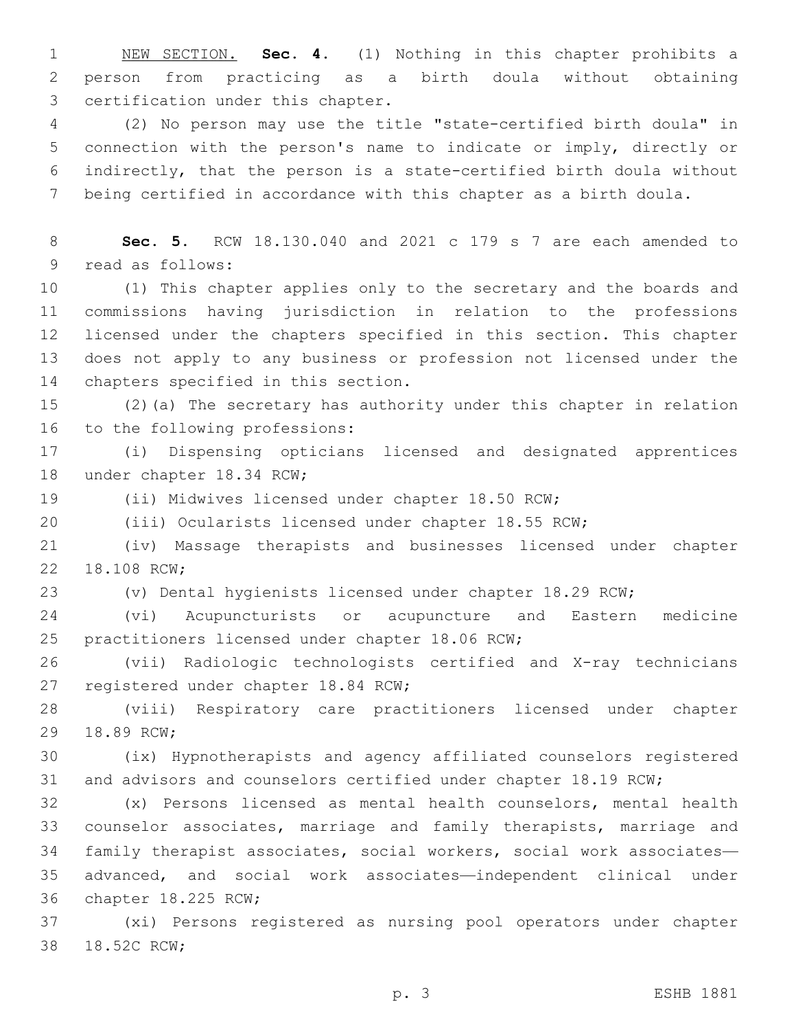NEW SECTION. **Sec. 4.** (1) Nothing in this chapter prohibits a person from practicing as a birth doula without obtaining certification under this chapter.

(2) No person may use the title "state-certified birth doula" in connection with the person's name to indicate or imply, directly or indirectly, that the person is a state-certified birth doula without being certified in accordance with this chapter as a birth doula.

**Sec. 5.** RCW 18.130.040 and 2021 c 179 s 7 are each amended to read as follows:

(1) This chapter applies only to the secretary and the boards and commissions having jurisdiction in relation to the professions licensed under the chapters specified in this section. This chapter does not apply to any business or profession not licensed under the chapters specified in this section.

(2)(a) The secretary has authority under this chapter in relation to the following professions:

(i) Dispensing opticians licensed and designated apprentices under chapter 18.34 RCW;

(ii) Midwives licensed under chapter 18.50 RCW;

(iii) Ocularists licensed under chapter 18.55 RCW;

(iv) Massage therapists and businesses licensed under chapter 18.108 RCW;

(v) Dental hygienists licensed under chapter 18.29 RCW;

(vi) Acupuncturists or acupuncture and Eastern medicine practitioners licensed under chapter 18.06 RCW;

(vii) Radiologic technologists certified and X-ray technicians registered under chapter 18.84 RCW;

(viii) Respiratory care practitioners licensed under chapter 18.89 RCW;

(ix) Hypnotherapists and agency affiliated counselors registered and advisors and counselors certified under chapter 18.19 RCW;

(x) Persons licensed as mental health counselors, mental health counselor associates, marriage and family therapists, marriage and family therapist associates, social workers, social work associates—advanced, and social work associates—independent clinical under chapter 18.225 RCW;

(xi) Persons registered as nursing pool operators under chapter 18.52C RCW;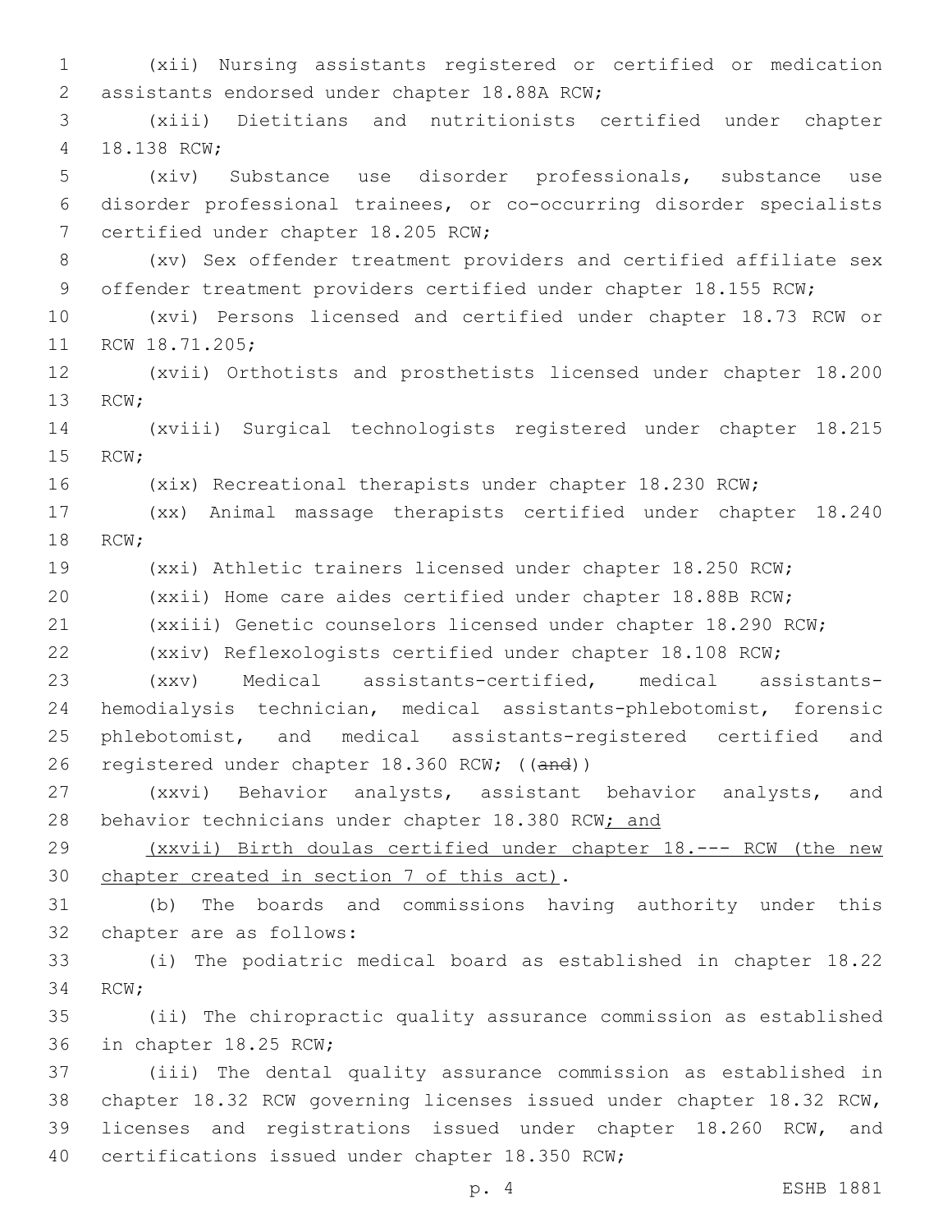(xii) Nursing assistants registered or certified or medication assistants endorsed under chapter 18.88A RCW;

(xiii) Dietitians and nutritionists certified under chapter 18.138 RCW;

(xiv) Substance use disorder professionals, substance use disorder professional trainees, or co-occurring disorder specialists certified under chapter 18.205 RCW;

(xv) Sex offender treatment providers and certified affiliate sex offender treatment providers certified under chapter 18.155 RCW;

(xvi) Persons licensed and certified under chapter 18.73 RCW or RCW 18.71.205;

(xvii) Orthotists and prosthetists licensed under chapter 18.200 RCW;

(xviii) Surgical technologists registered under chapter 18.215 RCW;

(xix) Recreational therapists under chapter 18.230 RCW;

(xx) Animal massage therapists certified under chapter 18.240 RCW;

(xxi) Athletic trainers licensed under chapter 18.250 RCW;

(xxii) Home care aides certified under chapter 18.88B RCW;

(xxiii) Genetic counselors licensed under chapter 18.290 RCW;

(xxiv) Reflexologists certified under chapter 18.108 RCW;

(xxv) Medical assistants-certified, medical assistants-hemodialysis technician, medical assistants-phlebotomist, forensic phlebotomist, and medical assistants-registered certified and registered under chapter 18.360 RCW; ((~~and~~))

(xxvi) Behavior analysts, assistant behavior analysts, and behavior technicians under chapter 18.380 RCW<u>; and</u>

<u>(xxvii) Birth doulas certified under chapter 18.--- RCW (the new chapter created in section 7 of this act)</u>.

(b) The boards and commissions having authority under this chapter are as follows:

(i) The podiatric medical board as established in chapter 18.22 RCW;

(ii) The chiropractic quality assurance commission as established in chapter 18.25 RCW;

(iii) The dental quality assurance commission as established in chapter 18.32 RCW governing licenses issued under chapter 18.32 RCW, licenses and registrations issued under chapter 18.260 RCW, and certifications issued under chapter 18.350 RCW;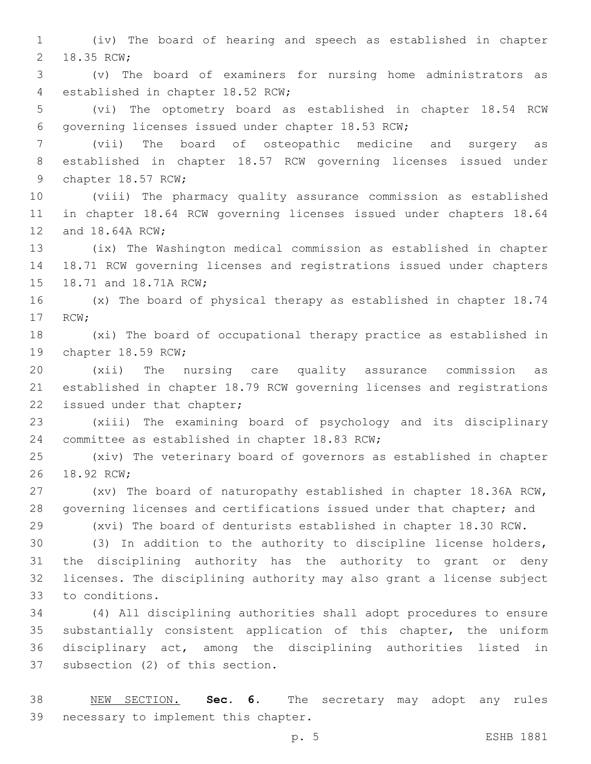(iv) The board of hearing and speech as established in chapter 18.35 RCW;

(v) The board of examiners for nursing home administrators as established in chapter 18.52 RCW;

(vi) The optometry board as established in chapter 18.54 RCW governing licenses issued under chapter 18.53 RCW;

(vii) The board of osteopathic medicine and surgery as established in chapter 18.57 RCW governing licenses issued under chapter 18.57 RCW;

(viii) The pharmacy quality assurance commission as established in chapter 18.64 RCW governing licenses issued under chapters 18.64 and 18.64A RCW;

(ix) The Washington medical commission as established in chapter 18.71 RCW governing licenses and registrations issued under chapters 18.71 and 18.71A RCW;

(x) The board of physical therapy as established in chapter 18.74 RCW;

(xi) The board of occupational therapy practice as established in chapter 18.59 RCW;

(xii) The nursing care quality assurance commission as established in chapter 18.79 RCW governing licenses and registrations issued under that chapter;

(xiii) The examining board of psychology and its disciplinary committee as established in chapter 18.83 RCW;

(xiv) The veterinary board of governors as established in chapter 18.92 RCW;

(xv) The board of naturopathy established in chapter 18.36A RCW, governing licenses and certifications issued under that chapter; and

(xvi) The board of denturists established in chapter 18.30 RCW.

(3) In addition to the authority to discipline license holders, the disciplining authority has the authority to grant or deny licenses. The disciplining authority may also grant a license subject to conditions.

(4) All disciplining authorities shall adopt procedures to ensure substantially consistent application of this chapter, the uniform disciplinary act, among the disciplining authorities listed in subsection (2) of this section.

NEW SECTION. **Sec. 6.** The secretary may adopt any rules necessary to implement this chapter.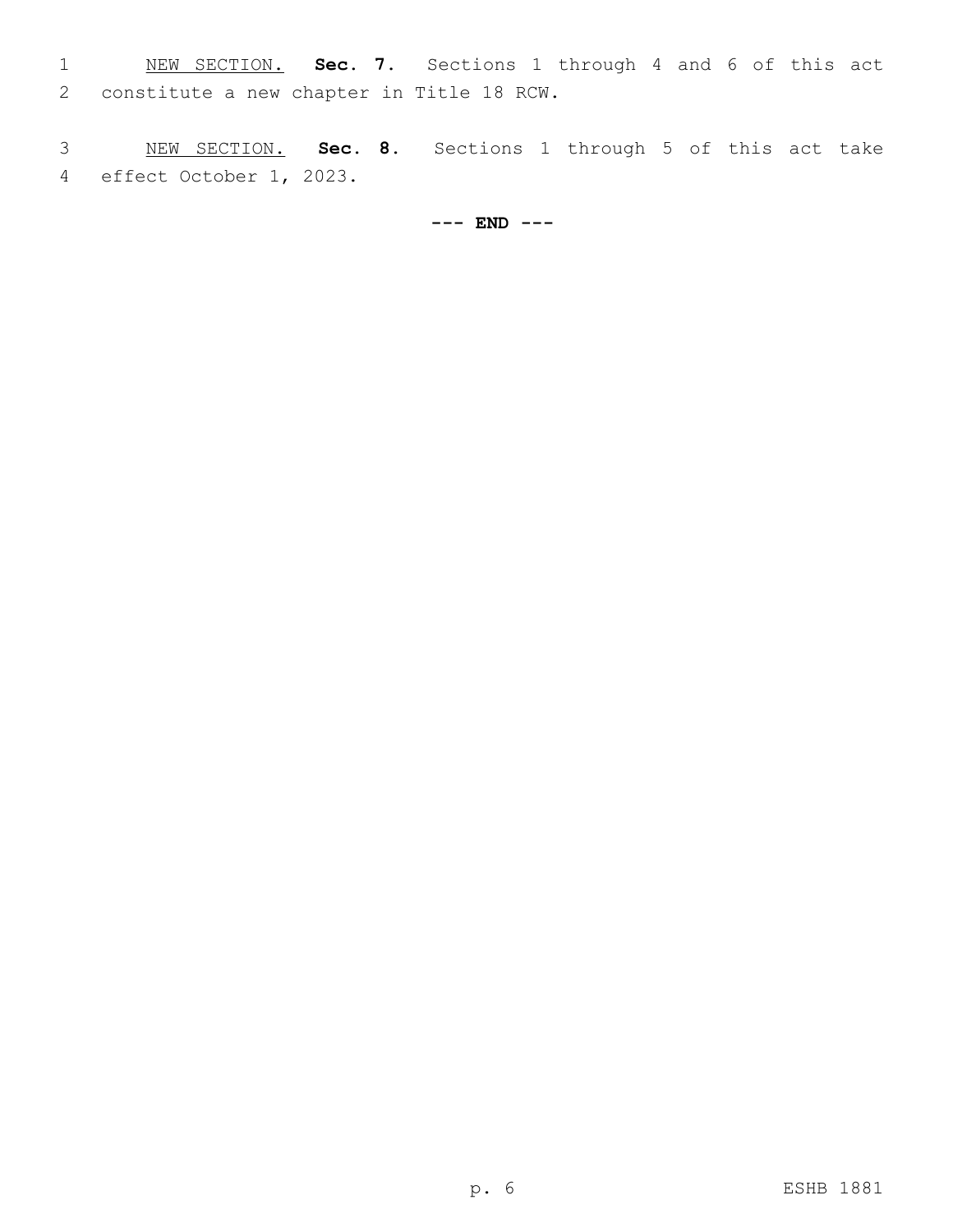NEW SECTION. **Sec. 7.** Sections 1 through 4 and 6 of this act constitute a new chapter in Title 18 RCW.

NEW SECTION. **Sec. 8.** Sections 1 through 5 of this act take effect October 1, 2023.

**--- END ---**